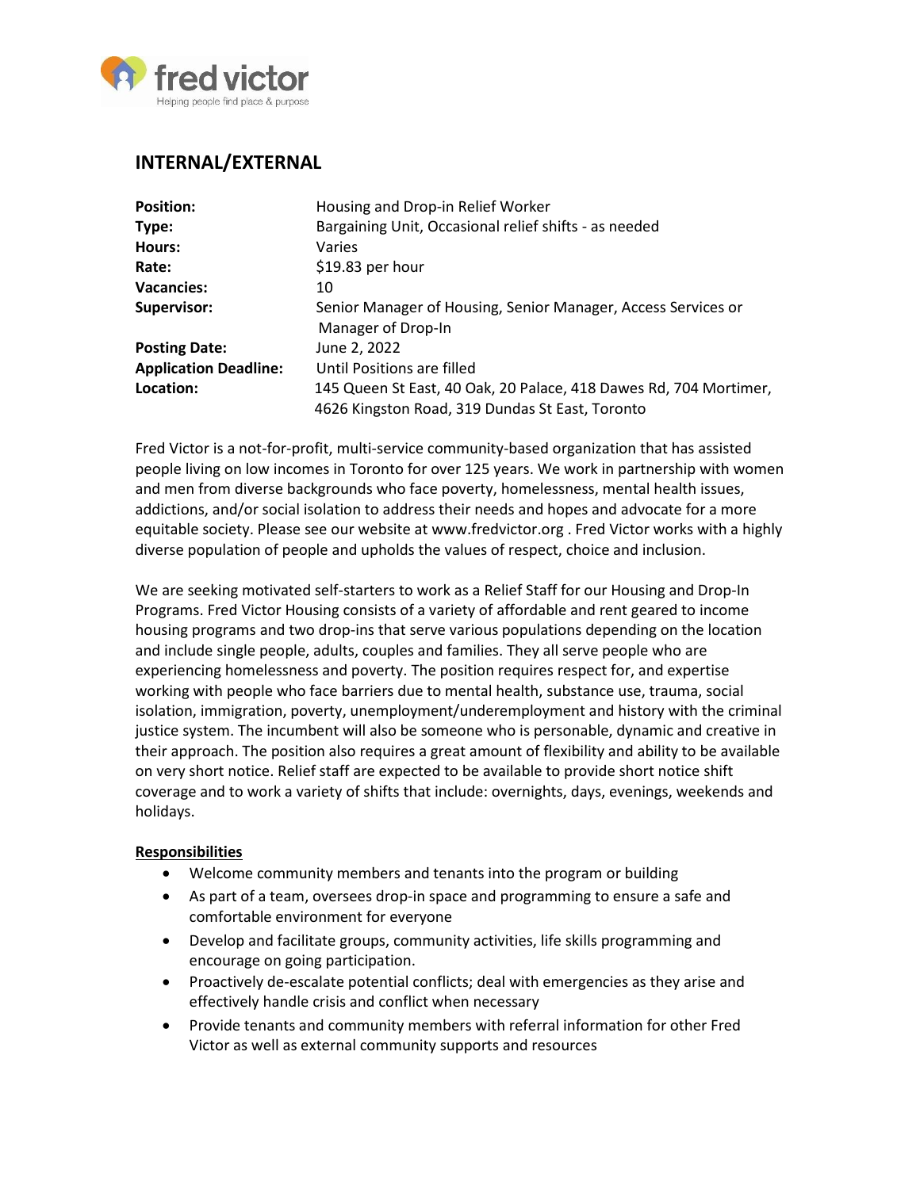fred victor

Helping people find place & purpose

## INTERNAL/EXTERNAL

| | |
|---|---|
| **Position:** | Housing and Drop-in Relief Worker |
| **Type:** | Bargaining Unit, Occasional relief shifts - as needed |
| **Hours:** | Varies |
| **Rate:** | $19.83 per hour |
| **Vacancies:** | 10 |
| **Supervisor:** | Senior Manager of Housing, Senior Manager, Access Services or Manager of Drop-In |
| **Posting Date:** | June 2, 2022 |
| **Application Deadline:** | Until Positions are filled |
| **Location:** | 145 Queen St East, 40 Oak, 20 Palace, 418 Dawes Rd, 704 Mortimer, 4626 Kingston Road, 319 Dundas St East, Toronto |

Fred Victor is a not-for-profit, multi-service community-based organization that has assisted people living on low incomes in Toronto for over 125 years. We work in partnership with women and men from diverse backgrounds who face poverty, homelessness, mental health issues, addictions, and/or social isolation to address their needs and hopes and advocate for a more equitable society. Please see our website at www.fredvictor.org . Fred Victor works with a highly diverse population of people and upholds the values of respect, choice and inclusion.

We are seeking motivated self-starters to work as a Relief Staff for our Housing and Drop-In Programs. Fred Victor Housing consists of a variety of affordable and rent geared to income housing programs and two drop-ins that serve various populations depending on the location and include single people, adults, couples and families. They all serve people who are experiencing homelessness and poverty. The position requires respect for, and expertise working with people who face barriers due to mental health, substance use, trauma, social isolation, immigration, poverty, unemployment/underemployment and history with the criminal justice system. The incumbent will also be someone who is personable, dynamic and creative in their approach. The position also requires a great amount of flexibility and ability to be available on very short notice. Relief staff are expected to be available to provide short notice shift coverage and to work a variety of shifts that include: overnights, days, evenings, weekends and holidays.

**Responsibilities**

- Welcome community members and tenants into the program or building
- As part of a team, oversees drop-in space and programming to ensure a safe and comfortable environment for everyone
- Develop and facilitate groups, community activities, life skills programming and encourage on going participation.
- Proactively de-escalate potential conflicts; deal with emergencies as they arise and effectively handle crisis and conflict when necessary
- Provide tenants and community members with referral information for other Fred Victor as well as external community supports and resources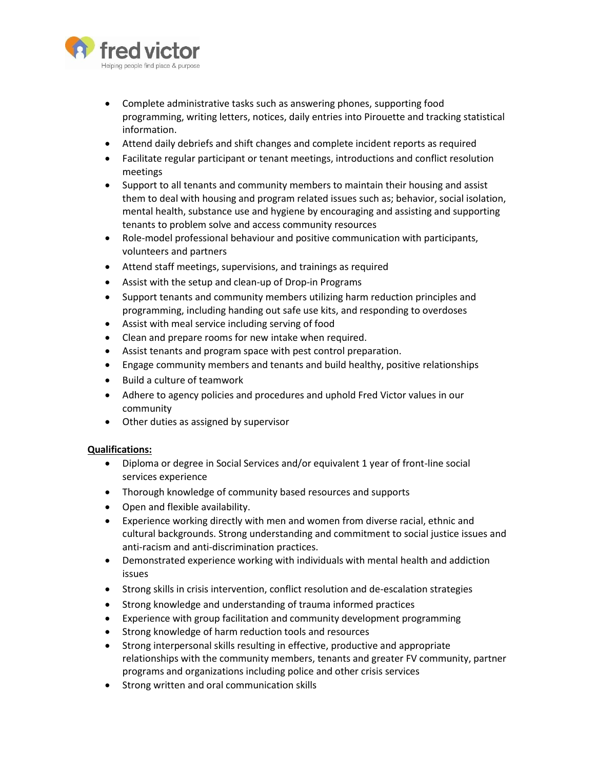- Complete administrative tasks such as answering phones, supporting food programming, writing letters, notices, daily entries into Pirouette and tracking statistical information.
- Attend daily debriefs and shift changes and complete incident reports as required
- Facilitate regular participant or tenant meetings, introductions and conflict resolution meetings
- Support to all tenants and community members to maintain their housing and assist them to deal with housing and program related issues such as; behavior, social isolation, mental health, substance use and hygiene by encouraging and assisting and supporting tenants to problem solve and access community resources
- Role-model professional behaviour and positive communication with participants, volunteers and partners
- Attend staff meetings, supervisions, and trainings as required
- Assist with the setup and clean-up of Drop-in Programs
- Support tenants and community members utilizing harm reduction principles and programming, including handing out safe use kits, and responding to overdoses
- Assist with meal service including serving of food
- Clean and prepare rooms for new intake when required.
- Assist tenants and program space with pest control preparation.
- Engage community members and tenants and build healthy, positive relationships
- Build a culture of teamwork
- Adhere to agency policies and procedures and uphold Fred Victor values in our community
- Other duties as assigned by supervisor

**Qualifications:**

- Diploma or degree in Social Services and/or equivalent 1 year of front-line social services experience
- Thorough knowledge of community based resources and supports
- Open and flexible availability.
- Experience working directly with men and women from diverse racial, ethnic and cultural backgrounds. Strong understanding and commitment to social justice issues and anti-racism and anti-discrimination practices.
- Demonstrated experience working with individuals with mental health and addiction issues
- Strong skills in crisis intervention, conflict resolution and de-escalation strategies
- Strong knowledge and understanding of trauma informed practices
- Experience with group facilitation and community development programming
- Strong knowledge of harm reduction tools and resources
- Strong interpersonal skills resulting in effective, productive and appropriate relationships with the community members, tenants and greater FV community, partner programs and organizations including police and other crisis services
- Strong written and oral communication skills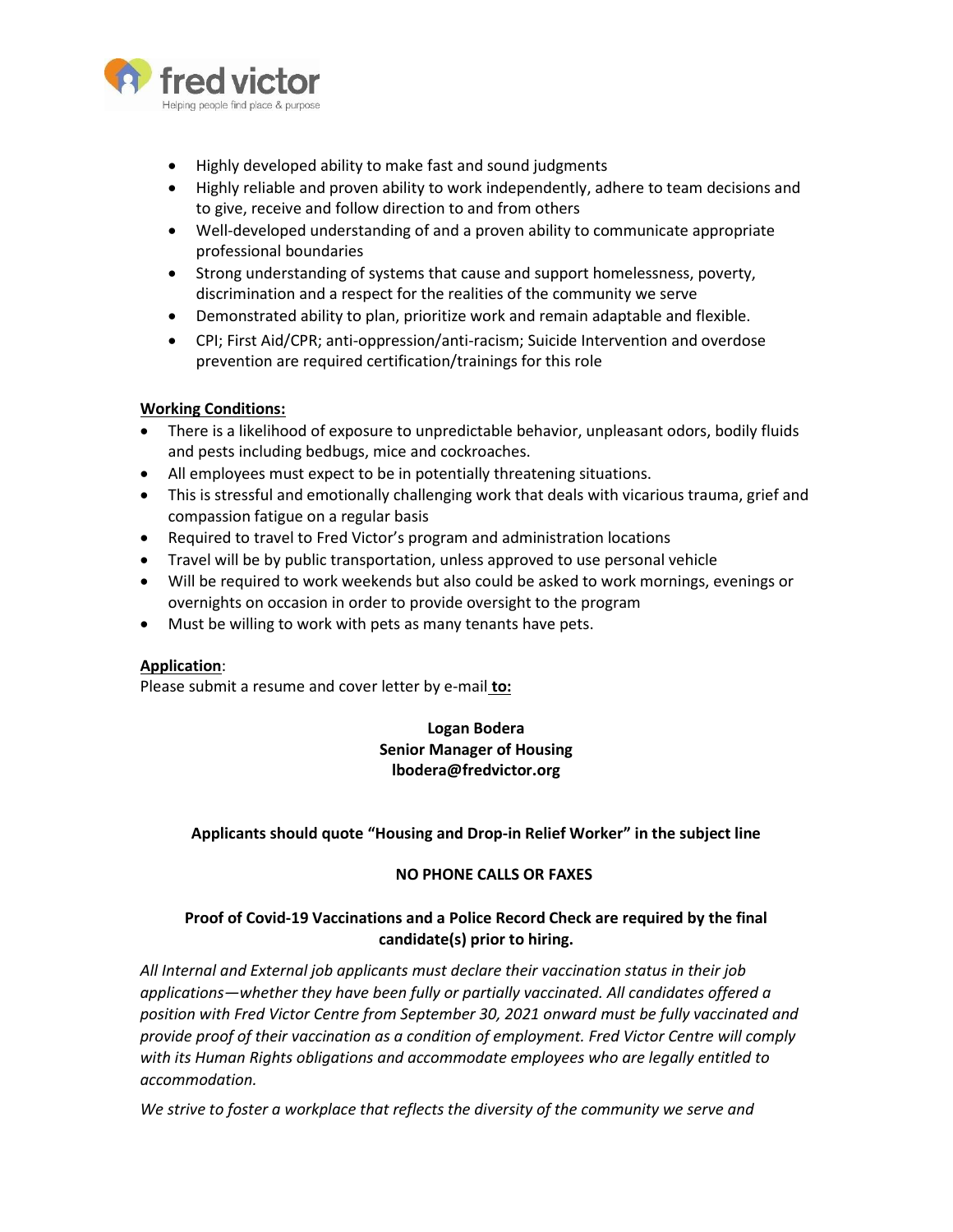- Highly developed ability to make fast and sound judgments
- Highly reliable and proven ability to work independently, adhere to team decisions and to give, receive and follow direction to and from others
- Well-developed understanding of and a proven ability to communicate appropriate professional boundaries
- Strong understanding of systems that cause and support homelessness, poverty, discrimination and a respect for the realities of the community we serve
- Demonstrated ability to plan, prioritize work and remain adaptable and flexible.
- CPI; First Aid/CPR; anti-oppression/anti-racism; Suicide Intervention and overdose prevention are required certification/trainings for this role

**Working Conditions:**

- There is a likelihood of exposure to unpredictable behavior, unpleasant odors, bodily fluids and pests including bedbugs, mice and cockroaches.
- All employees must expect to be in potentially threatening situations.
- This is stressful and emotionally challenging work that deals with vicarious trauma, grief and compassion fatigue on a regular basis
- Required to travel to Fred Victor's program and administration locations
- Travel will be by public transportation, unless approved to use personal vehicle
- Will be required to work weekends but also could be asked to work mornings, evenings or overnights on occasion in order to provide oversight to the program
- Must be willing to work with pets as many tenants have pets.

**Application**:

Please submit a resume and cover letter by e-mail **to:**

**Logan Bodera**
**Senior Manager of Housing**
**lbodera@fredvictor.org**

**Applicants should quote "Housing and Drop-in Relief Worker" in the subject line**

**NO PHONE CALLS OR FAXES**

**Proof of Covid-19 Vaccinations and a Police Record Check are required by the final candidate(s) prior to hiring.**

*All Internal and External job applicants must declare their vaccination status in their job applications—whether they have been fully or partially vaccinated. All candidates offered a position with Fred Victor Centre from September 30, 2021 onward must be fully vaccinated and provide proof of their vaccination as a condition of employment. Fred Victor Centre will comply with its Human Rights obligations and accommodate employees who are legally entitled to accommodation.*

*We strive to foster a workplace that reflects the diversity of the community we serve and*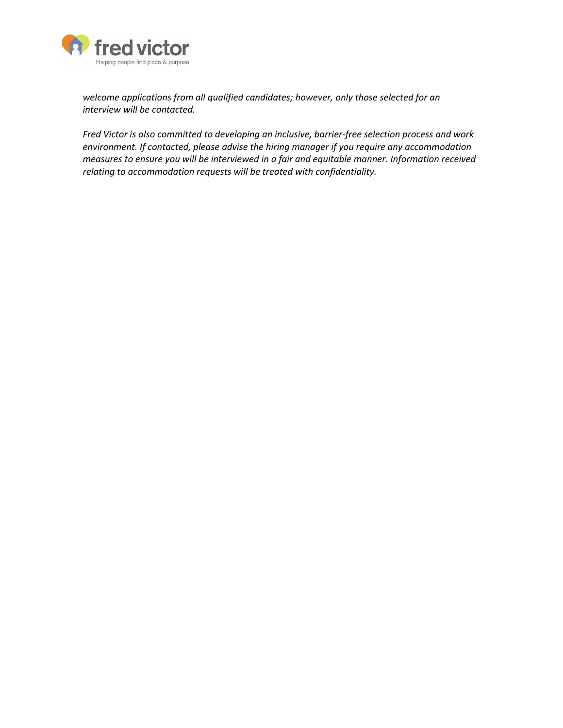*welcome applications from all qualified candidates; however, only those selected for an interview will be contacted.*

*Fred Victor is also committed to developing an inclusive, barrier-free selection process and work environment. If contacted, please advise the hiring manager if you require any accommodation measures to ensure you will be interviewed in a fair and equitable manner. Information received relating to accommodation requests will be treated with confidentiality.*